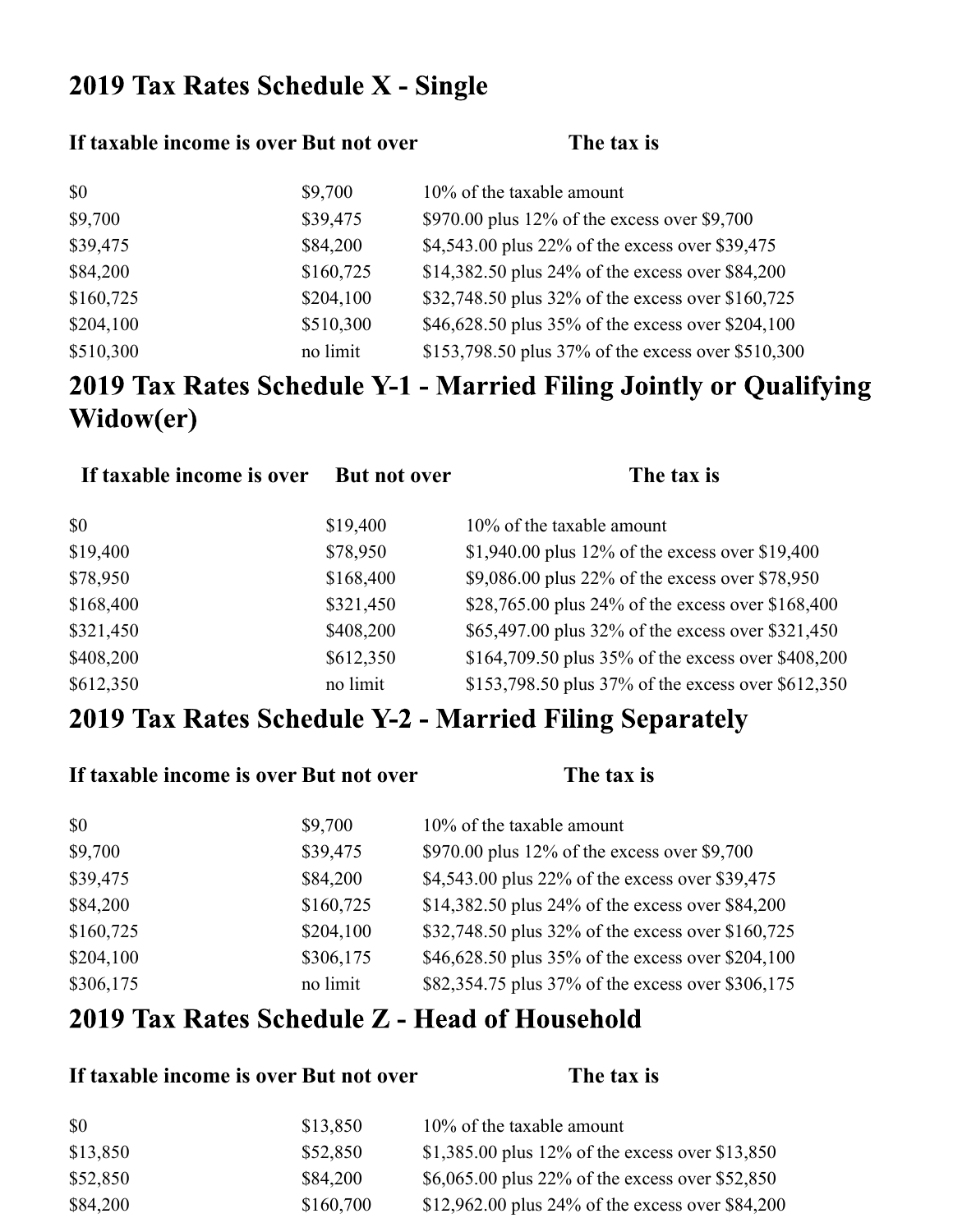## 2019 Tax Rates Schedule X - Single

| If taxable income is over | But not over | The tax is |
|---|---|---|
| $0 | $9,700 | 10% of the taxable amount |
| $9,700 | $39,475 | $970.00 plus 12% of the excess over $9,700 |
| $39,475 | $84,200 | $4,543.00 plus 22% of the excess over $39,475 |
| $84,200 | $160,725 | $14,382.50 plus 24% of the excess over $84,200 |
| $160,725 | $204,100 | $32,748.50 plus 32% of the excess over $160,725 |
| $204,100 | $510,300 | $46,628.50 plus 35% of the excess over $204,100 |
| $510,300 | no limit | $153,798.50 plus 37% of the excess over $510,300 |

## 2019 Tax Rates Schedule Y-1 - Married Filing Jointly or Qualifying Widow(er)

| If taxable income is over | But not over | The tax is |
|---|---|---|
| $0 | $19,400 | 10% of the taxable amount |
| $19,400 | $78,950 | $1,940.00 plus 12% of the excess over $19,400 |
| $78,950 | $168,400 | $9,086.00 plus 22% of the excess over $78,950 |
| $168,400 | $321,450 | $28,765.00 plus 24% of the excess over $168,400 |
| $321,450 | $408,200 | $65,497.00 plus 32% of the excess over $321,450 |
| $408,200 | $612,350 | $164,709.50 plus 35% of the excess over $408,200 |
| $612,350 | no limit | $153,798.50 plus 37% of the excess over $612,350 |

## 2019 Tax Rates Schedule Y-2 - Married Filing Separately

| If taxable income is over | But not over | The tax is |
|---|---|---|
| $0 | $9,700 | 10% of the taxable amount |
| $9,700 | $39,475 | $970.00 plus 12% of the excess over $9,700 |
| $39,475 | $84,200 | $4,543.00 plus 22% of the excess over $39,475 |
| $84,200 | $160,725 | $14,382.50 plus 24% of the excess over $84,200 |
| $160,725 | $204,100 | $32,748.50 plus 32% of the excess over $160,725 |
| $204,100 | $306,175 | $46,628.50 plus 35% of the excess over $204,100 |
| $306,175 | no limit | $82,354.75 plus 37% of the excess over $306,175 |

## 2019 Tax Rates Schedule Z - Head of Household

| If taxable income is over | But not over | The tax is |
|---|---|---|
| $0 | $13,850 | 10% of the taxable amount |
| $13,850 | $52,850 | $1,385.00 plus 12% of the excess over $13,850 |
| $52,850 | $84,200 | $6,065.00 plus 22% of the excess over $52,850 |
| $84,200 | $160,700 | $12,962.00 plus 24% of the excess over $84,200 |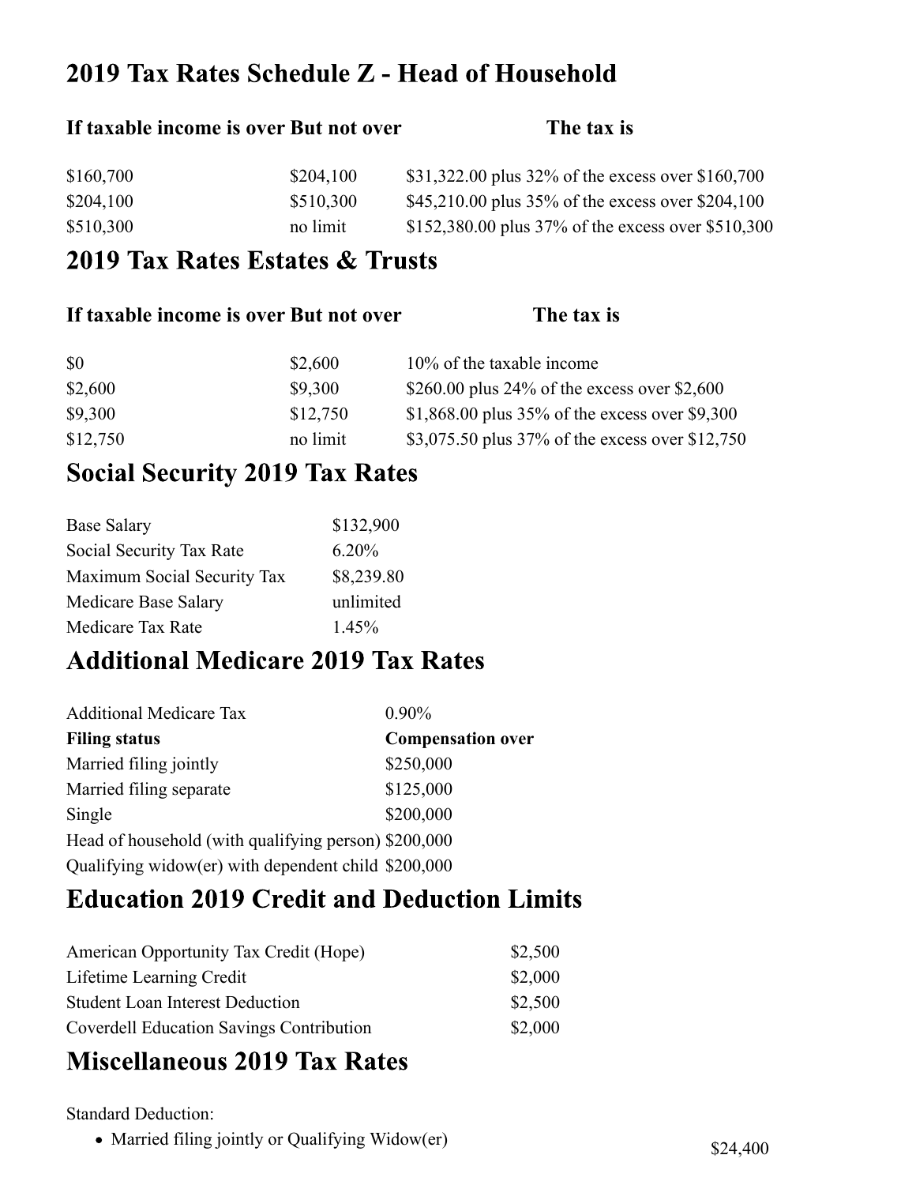## 2019 Tax Rates Schedule Z - Head of Household

| If taxable income is over | But not over | The tax is |
|---|---|---|
| $160,700 | $204,100 | $31,322.00 plus 32% of the excess over $160,700 |
| $204,100 | $510,300 | $45,210.00 plus 35% of the excess over $204,100 |
| $510,300 | no limit | $152,380.00 plus 37% of the excess over $510,300 |

## 2019 Tax Rates Estates & Trusts

| If taxable income is over | But not over | The tax is |
|---|---|---|
| $0 | $2,600 | 10% of the taxable income |
| $2,600 | $9,300 | $260.00 plus 24% of the excess over $2,600 |
| $9,300 | $12,750 | $1,868.00 plus 35% of the excess over $9,300 |
| $12,750 | no limit | $3,075.50 plus 37% of the excess over $12,750 |

## Social Security 2019 Tax Rates

| | |
|---|---|
| Base Salary | $132,900 |
| Social Security Tax Rate | 6.20% |
| Maximum Social Security Tax | $8,239.80 |
| Medicare Base Salary | unlimited |
| Medicare Tax Rate | 1.45% |

## Additional Medicare 2019 Tax Rates

| Additional Medicare Tax | 0.90% |
|---|---|
| **Filing status** | **Compensation over** |
| Married filing jointly | $250,000 |
| Married filing separate | $125,000 |
| Single | $200,000 |
| Head of household (with qualifying person) | $200,000 |
| Qualifying widow(er) with dependent child | $200,000 |

## Education 2019 Credit and Deduction Limits

| | |
|---|---|
| American Opportunity Tax Credit (Hope) | $2,500 |
| Lifetime Learning Credit | $2,000 |
| Student Loan Interest Deduction | $2,500 |
| Coverdell Education Savings Contribution | $2,000 |

## Miscellaneous 2019 Tax Rates

Standard Deduction:

- Married filing jointly or Qualifying Widow(er) $24,400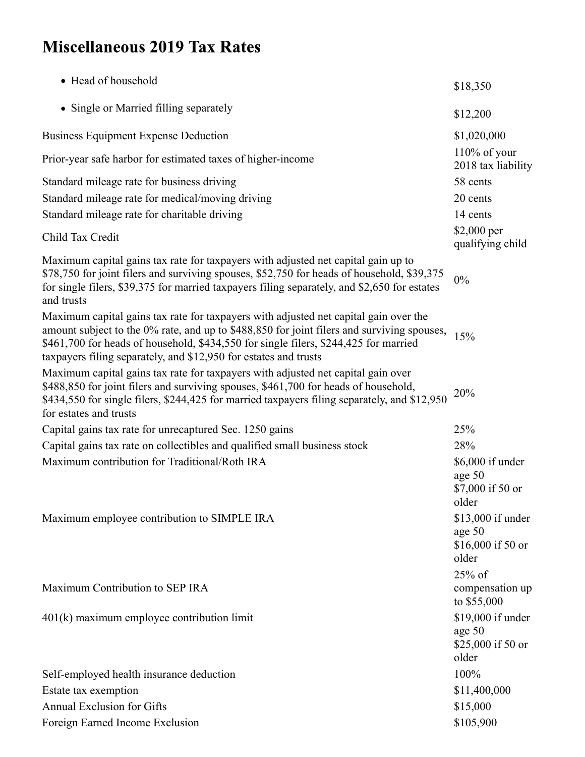# Miscellaneous 2019 Tax Rates

| | |
|---|---|
| • Head of household | $18,350 |
| • Single or Married filling separately | $12,200 |
| Business Equipment Expense Deduction | $1,020,000 |
| Prior-year safe harbor for estimated taxes of higher-income | 110% of your 2018 tax liability |
| Standard mileage rate for business driving | 58 cents |
| Standard mileage rate for medical/moving driving | 20 cents |
| Standard mileage rate for charitable driving | 14 cents |
| Child Tax Credit | $2,000 per qualifying child |
| Maximum capital gains tax rate for taxpayers with adjusted net capital gain up to $78,750 for joint filers and surviving spouses, $52,750 for heads of household, $39,375 for single filers, $39,375 for married taxpayers filing separately, and $2,650 for estates and trusts | 0% |
| Maximum capital gains tax rate for taxpayers with adjusted net capital gain over the amount subject to the 0% rate, and up to $488,850 for joint filers and surviving spouses, $461,700 for heads of household, $434,550 for single filers, $244,425 for married taxpayers filing separately, and $12,950 for estates and trusts | 15% |
| Maximum capital gains tax rate for taxpayers with adjusted net capital gain over $488,850 for joint filers and surviving spouses, $461,700 for heads of household, $434,550 for single filers, $244,425 for married taxpayers filing separately, and $12,950 for estates and trusts | 20% |
| Capital gains tax rate for unrecaptured Sec. 1250 gains | 25% |
| Capital gains tax rate on collectibles and qualified small business stock | 28% |
| Maximum contribution for Traditional/Roth IRA | $6,000 if under age 50<br>$7,000 if 50 or older |
| Maximum employee contribution to SIMPLE IRA | $13,000 if under age 50<br>$16,000 if 50 or older |
| Maximum Contribution to SEP IRA | 25% of compensation up to $55,000 |
| 401(k) maximum employee contribution limit | $19,000 if under age 50<br>$25,000 if 50 or older |
| Self-employed health insurance deduction | 100% |
| Estate tax exemption | $11,400,000 |
| Annual Exclusion for Gifts | $15,000 |
| Foreign Earned Income Exclusion | $105,900 |